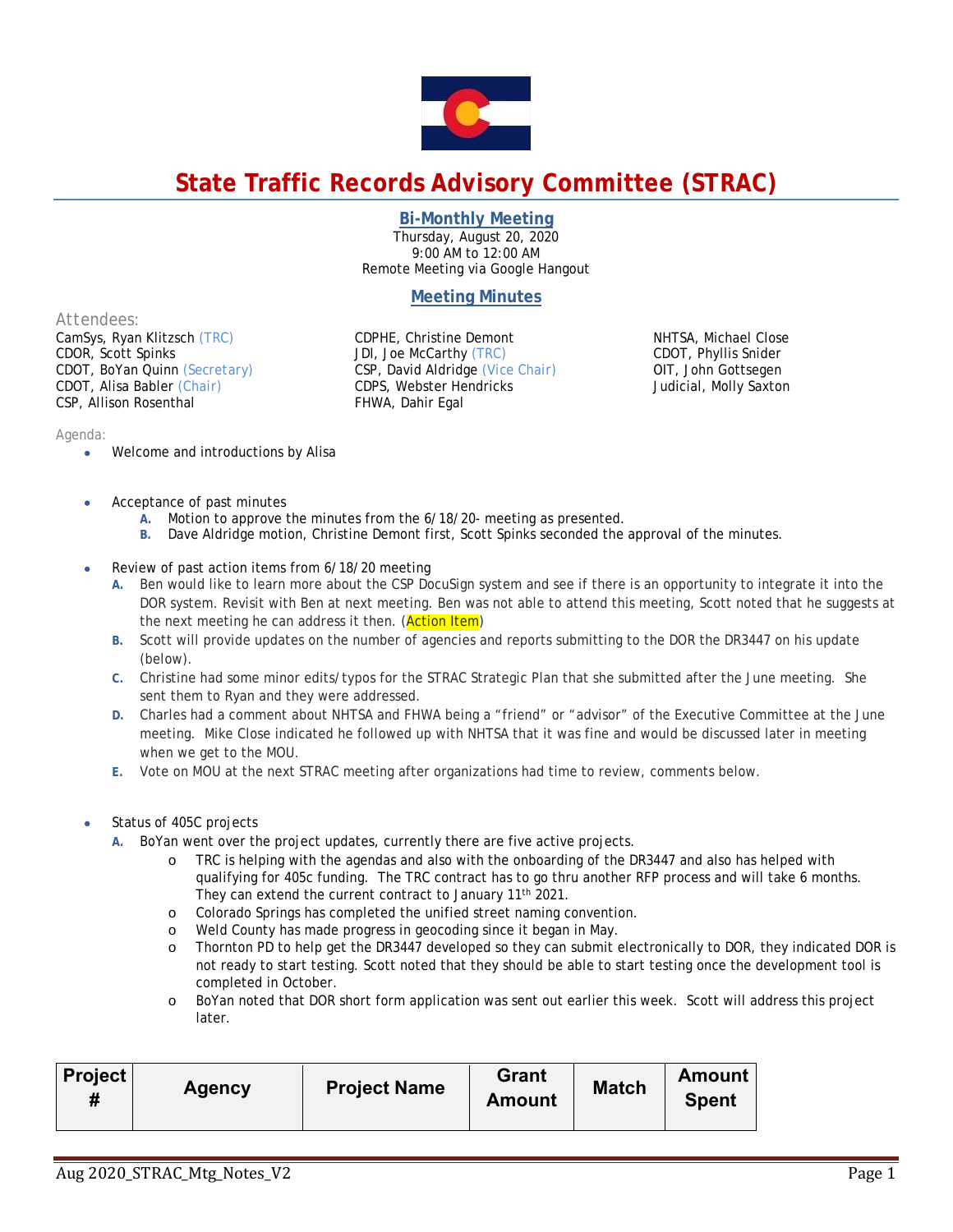# State Traffic Records Advisory Committee (STRAC)

## Bi-Monthly Meeting

Thursday, August 20, 2020
9:00 AM to 12:00 AM
Remote Meeting via Google Hangout

## Meeting Minutes

Attendees:

CamSys, Ryan Klitzsch (TRC)
CDOR, Scott Spinks
CDOT, BoYan Quinn (Secretary)
CDOT, Alisa Babler (Chair)
CSP, Allison Rosenthal
CDPHE, Christine Demont
JDI, Joe McCarthy (TRC)
CSP, David Aldridge (Vice Chair)
CDPS, Webster Hendricks
FHWA, Dahir Egal
NHTSA, Michael Close
CDOT, Phyllis Snider
OIT, John Gottsegen
Judicial, Molly Saxton

Agenda:

- Welcome and introductions by Alisa

- Acceptance of past minutes
  - A. Motion to approve the minutes from the 6/18/20- meeting as presented.
  - B. Dave Aldridge motion, Christine Demont first, Scott Spinks seconded the approval of the minutes.

- Review of past action items from 6/18/20 meeting
  - A. Ben would like to learn more about the CSP DocuSign system and see if there is an opportunity to integrate it into the DOR system. Revisit with Ben at next meeting. Ben was not able to attend this meeting, Scott noted that he suggests at the next meeting he can address it then. (Action Item)
  - B. Scott will provide updates on the number of agencies and reports submitting to the DOR the DR3447 on his update (below).
  - C. Christine had some minor edits/typos for the STRAC Strategic Plan that she submitted after the June meeting. She sent them to Ryan and they were addressed.
  - D. Charles had a comment about NHTSA and FHWA being a "friend" or "advisor" of the Executive Committee at the June meeting. Mike Close indicated he followed up with NHTSA that it was fine and would be discussed later in meeting when we get to the MOU.
  - E. Vote on MOU at the next STRAC meeting after organizations had time to review, comments below.

- Status of 405C projects
  - A. BoYan went over the project updates, currently there are five active projects.
    - TRC is helping with the agendas and also with the onboarding of the DR3447 and also has helped with qualifying for 405c funding. The TRC contract has to go thru another RFP process and will take 6 months. They can extend the current contract to January 11th 2021.
    - Colorado Springs has completed the unified street naming convention.
    - Weld County has made progress in geocoding since it began in May.
    - Thornton PD to help get the DR3447 developed so they can submit electronically to DOR, they indicated DOR is not ready to start testing. Scott noted that they should be able to start testing once the development tool is completed in October.
    - BoYan noted that DOR short form application was sent out earlier this week. Scott will address this project later.

| Project # | Agency | Project Name | Grant Amount | Match | Amount Spent |
|---|---|---|---|---|---|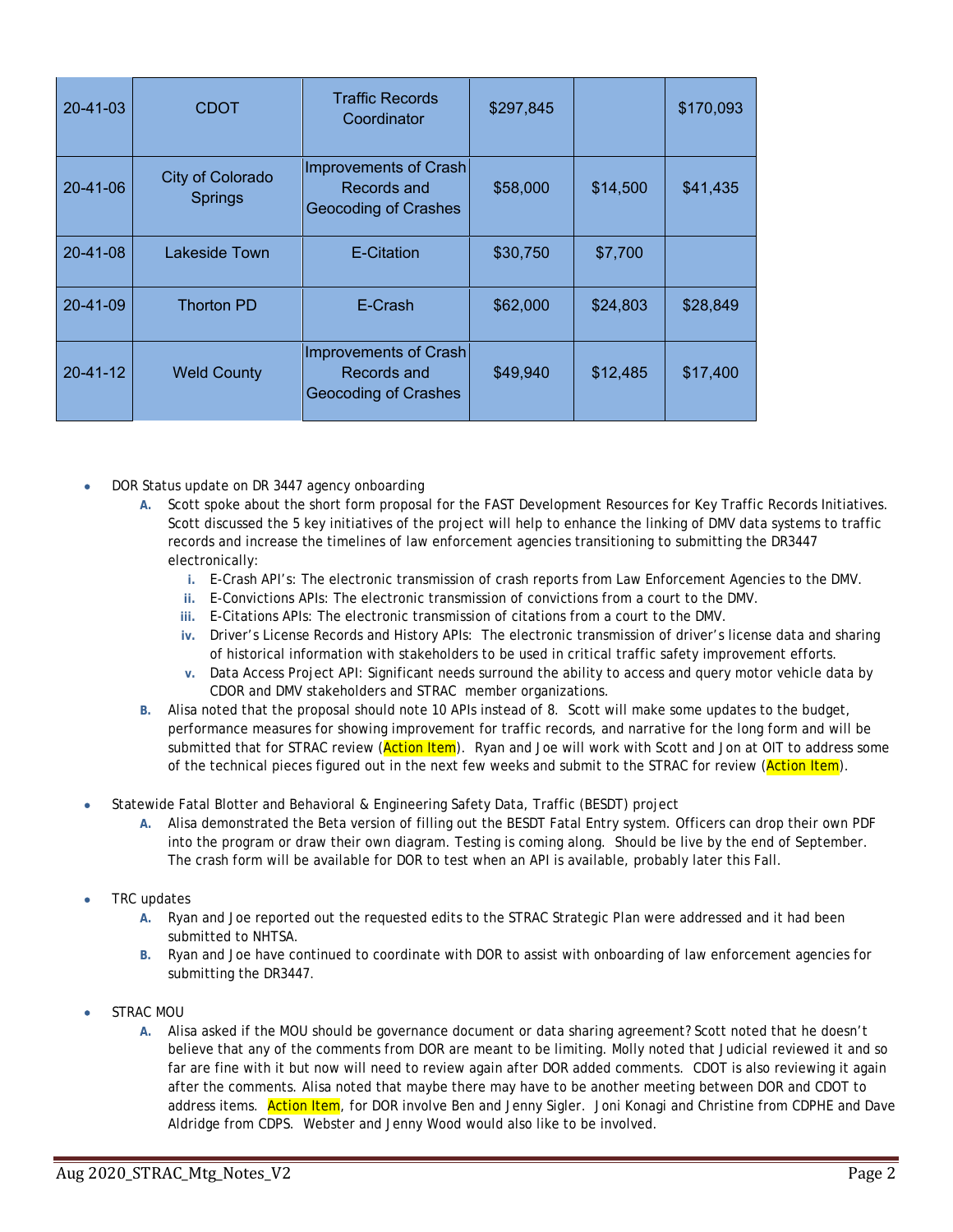| 20-41-03 | CDOT | Traffic Records Coordinator | $297,845 | | $170,093 |
|---|---|---|---|---|---|
| 20-41-06 | City of Colorado Springs | Improvements of Crash Records and Geocoding of Crashes | $58,000 | $14,500 | $41,435 |
| 20-41-08 | Lakeside Town | E-Citation | $30,750 | $7,700 | |
| 20-41-09 | Thorton PD | E-Crash | $62,000 | $24,803 | $28,849 |
| 20-41-12 | Weld County | Improvements of Crash Records and Geocoding of Crashes | $49,940 | $12,485 | $17,400 |

- DOR Status update on DR 3447 agency onboarding
  - **A.** Scott spoke about the short form proposal for the FAST Development Resources for Key Traffic Records Initiatives. Scott discussed the 5 key initiatives of the project will help to enhance the linking of DMV data systems to traffic records and increase the timelines of law enforcement agencies transitioning to submitting the DR3447 electronically:
    - **i.** E-Crash API's: The electronic transmission of crash reports from Law Enforcement Agencies to the DMV.
    - **ii.** E-Convictions APIs: The electronic transmission of convictions from a court to the DMV.
    - **iii.** E-Citations APIs: The electronic transmission of citations from a court to the DMV.
    - **iv.** Driver's License Records and History APIs: The electronic transmission of driver's license data and sharing of historical information with stakeholders to be used in critical traffic safety improvement efforts.
    - **v.** Data Access Project API: Significant needs surround the ability to access and query motor vehicle data by CDOR and DMV stakeholders and STRAC member organizations.
  - **B.** Alisa noted that the proposal should note 10 APIs instead of 8. Scott will make some updates to the budget, performance measures for showing improvement for traffic records, and narrative for the long form and will be submitted that for STRAC review (Action Item). Ryan and Joe will work with Scott and Jon at OIT to address some of the technical pieces figured out in the next few weeks and submit to the STRAC for review (Action Item).

- Statewide Fatal Blotter and Behavioral & Engineering Safety Data, Traffic (BESDT) project
  - **A.** Alisa demonstrated the Beta version of filling out the BESDT Fatal Entry system. Officers can drop their own PDF into the program or draw their own diagram. Testing is coming along. Should be live by the end of September. The crash form will be available for DOR to test when an API is available, probably later this Fall.

- TRC updates
  - **A.** Ryan and Joe reported out the requested edits to the STRAC Strategic Plan were addressed and it had been submitted to NHTSA.
  - **B.** Ryan and Joe have continued to coordinate with DOR to assist with onboarding of law enforcement agencies for submitting the DR3447.

- STRAC MOU
  - **A.** Alisa asked if the MOU should be governance document or data sharing agreement? Scott noted that he doesn't believe that any of the comments from DOR are meant to be limiting. Molly noted that Judicial reviewed it and so far are fine with it but now will need to review again after DOR added comments. CDOT is also reviewing it again after the comments. Alisa noted that maybe there may have to be another meeting between DOR and CDOT to address items. Action Item, for DOR involve Ben and Jenny Sigler. Joni Konagi and Christine from CDPHE and Dave Aldridge from CDPS. Webster and Jenny Wood would also like to be involved.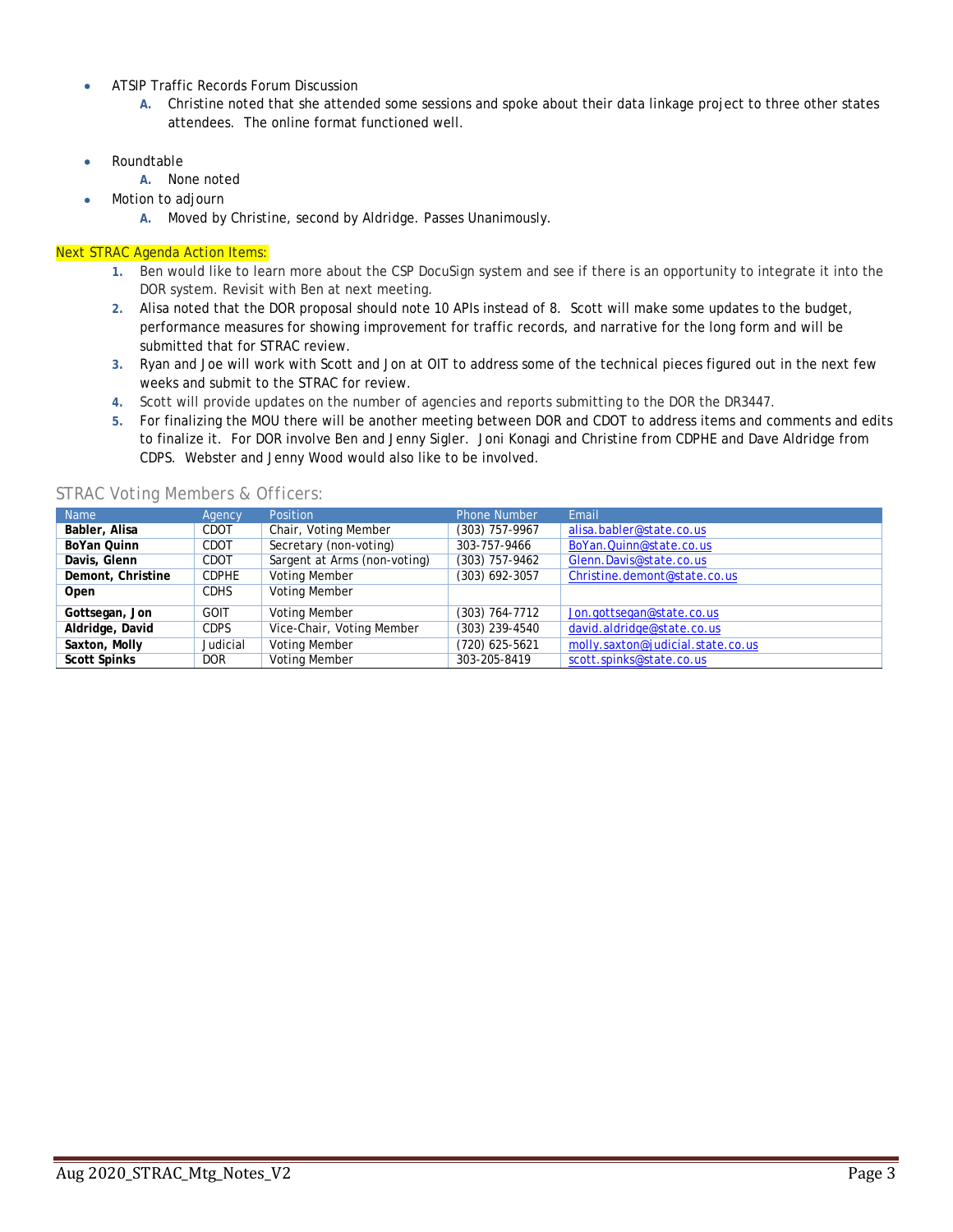- ATSIP Traffic Records Forum Discussion
    - A. Christine noted that she attended some sessions and spoke about their data linkage project to three other states attendees. The online format functioned well.

- Roundtable
    - A. None noted
- Motion to adjourn
    - A. Moved by Christine, second by Aldridge. Passes Unanimously.

Next STRAC Agenda Action Items:

1. Ben would like to learn more about the CSP DocuSign system and see if there is an opportunity to integrate it into the DOR system. Revisit with Ben at next meeting.
2. Alisa noted that the DOR proposal should note 10 APIs instead of 8. Scott will make some updates to the budget, performance measures for showing improvement for traffic records, and narrative for the long form and will be submitted that for STRAC review.
3. Ryan and Joe will work with Scott and Jon at OIT to address some of the technical pieces figured out in the next few weeks and submit to the STRAC for review.
4. Scott will provide updates on the number of agencies and reports submitting to the DOR the DR3447.
5. For finalizing the MOU there will be another meeting between DOR and CDOT to address items and comments and edits to finalize it. For DOR involve Ben and Jenny Sigler. Joni Konagi and Christine from CDPHE and Dave Aldridge from CDPS. Webster and Jenny Wood would also like to be involved.

## STRAC Voting Members & Officers:

| Name | Agency | Position | Phone Number | Email |
|---|---|---|---|---|
| **Babler, Alisa** | CDOT | Chair, Voting Member | (303) 757-9967 | alisa.babler@state.co.us |
| **BoYan Quinn** | CDOT | Secretary (non-voting) | 303-757-9466 | BoYan.Quinn@state.co.us |
| **Davis, Glenn** | CDOT | Sargent at Arms (non-voting) | (303) 757-9462 | Glenn.Davis@state.co.us |
| **Demont, Christine** | CDPHE | Voting Member | (303) 692-3057 | Christine.demont@state.co.us |
| **Open** | CDHS | Voting Member | | |
| **Gottsegan, Jon** | GOIT | Voting Member | (303) 764-7712 | Jon.gottsegan@state.co.us |
| **Aldridge, David** | CDPS | Vice-Chair, Voting Member | (303) 239-4540 | david.aldridge@state.co.us |
| **Saxton, Molly** | Judicial | Voting Member | (720) 625-5621 | molly.saxton@judicial.state.co.us |
| **Scott Spinks** | DOR | Voting Member | 303-205-8419 | scott.spinks@state.co.us |